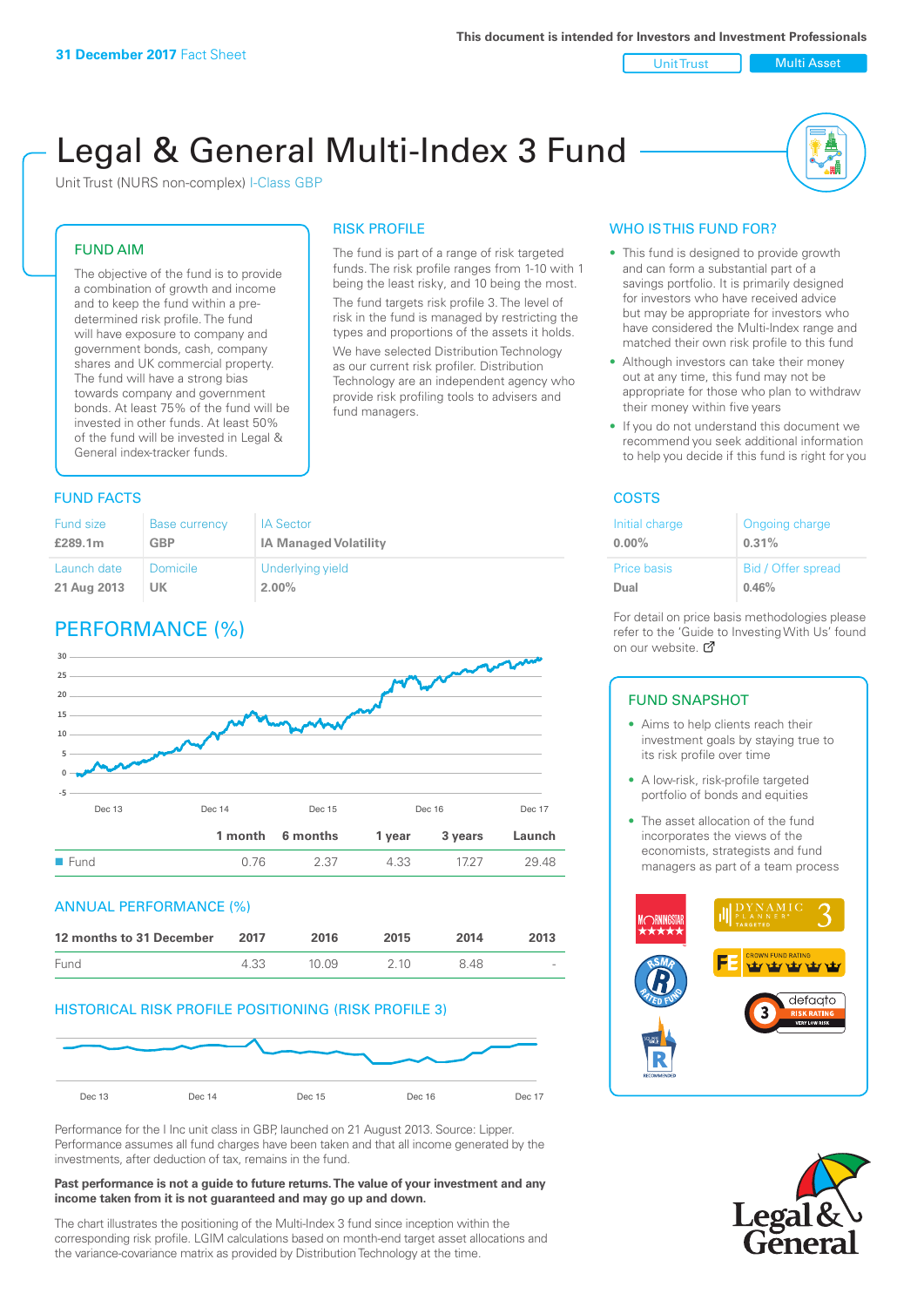**31 December 2017** Fact Sheet

This document is intended for Investors and Investment Professionals

Unit Trust | Multi Asset

# Legal & General Multi-Index 3 Fund

Unit Trust (NURS non-complex) I-Class GBP

## FUND AIM

The objective of the fund is to provide a combination of growth and income and to keep the fund within a pre-determined risk profile. The fund will have exposure to company and government bonds, cash, company shares and UK commercial property. The fund will have a strong bias towards company and government bonds. At least 75% of the fund will be invested in other funds. At least 50% of the fund will be invested in Legal & General index-tracker funds.

## RISK PROFILE

The fund is part of a range of risk targeted funds. The risk profile ranges from 1-10 with 1 being the least risky, and 10 being the most.

The fund targets risk profile 3. The level of risk in the fund is managed by restricting the types and proportions of the assets it holds. We have selected Distribution Technology as our current risk profiler. Distribution Technology are an independent agency who provide risk profiling tools to advisers and fund managers.

## WHO IS THIS FUND FOR?

- This fund is designed to provide growth and can form a substantial part of a savings portfolio. It is primarily designed for investors who have received advice but may be appropriate for investors who have considered the Multi-Index range and matched their own risk profile to this fund
- Although investors can take their money out at any time, this fund may not be appropriate for those who plan to withdraw their money within five years
- If you do not understand this document we recommend you seek additional information to help you decide if this fund is right for you

## FUND FACTS

| Fund size | Base currency | IA Sector |
|---|---|---|
| **£289.1m** | **GBP** | **IA Managed Volatility** |
| Launch date | Domicile | Underlying yield |
| **21 Aug 2013** | **UK** | **2.00%** |

## COSTS

| Initial charge | Ongoing charge |
|---|---|
| **0.00%** | **0.31%** |
| Price basis | Bid / Offer spread |
| **Dual** | **0.46%** |

For detail on price basis methodologies please refer to the 'Guide to Investing With Us' found on our website.

## PERFORMANCE (%)

| | 1 month | 6 months | 1 year | 3 years | Launch |
|---|---|---|---|---|---|
| Fund | 0.76 | 2.37 | 4.33 | 17.27 | 29.48 |

## ANNUAL PERFORMANCE (%)

| 12 months to 31 December | 2017 | 2016 | 2015 | 2014 | 2013 |
|---|---|---|---|---|---|
| Fund | 4.33 | 10.09 | 2.10 | 8.48 | - |

## HISTORICAL RISK PROFILE POSITIONING (RISK PROFILE 3)

Performance for the I Inc unit class in GBP, launched on 21 August 2013. Source: Lipper. Performance assumes all fund charges have been taken and that all income generated by the investments, after deduction of tax, remains in the fund.

**Past performance is not a guide to future returns. The value of your investment and any income taken from it is not guaranteed and may go up and down.**

The chart illustrates the positioning of the Multi-Index 3 fund since inception within the corresponding risk profile. LGIM calculations based on month-end target asset allocations and the variance-covariance matrix as provided by Distribution Technology at the time.

## FUND SNAPSHOT

- Aims to help clients reach their investment goals by staying true to its risk profile over time
- A low-risk, risk-profile targeted portfolio of bonds and equities
- The asset allocation of the fund incorporates the views of the economists, strategists and fund managers as part of a team process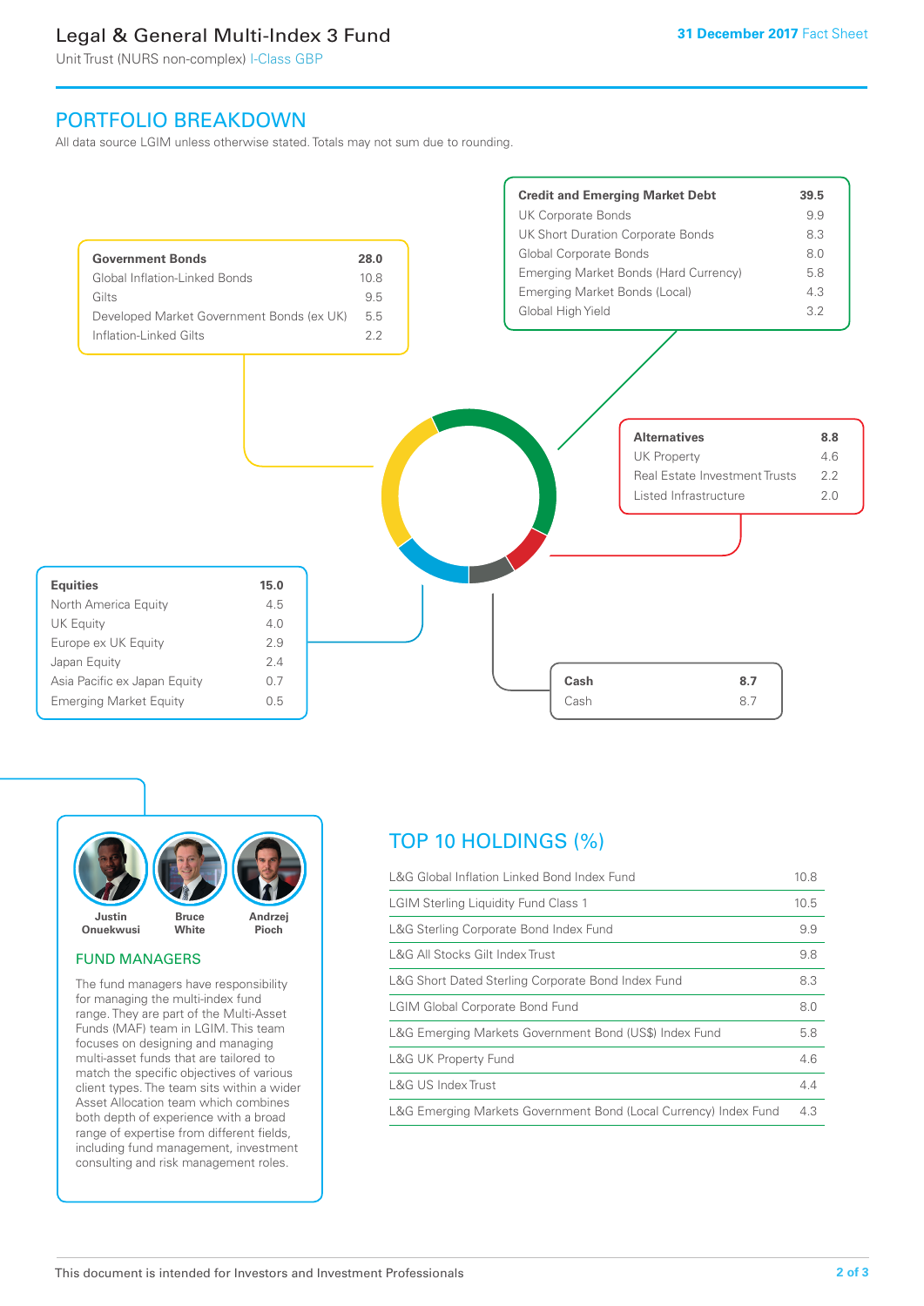# Legal & General Multi-Index 3 Fund

Unit Trust (NURS non-complex) I-Class GBP

**31 December 2017** Fact Sheet

## PORTFOLIO BREAKDOWN

All data source LGIM unless otherwise stated. Totals may not sum due to rounding.

| **Government Bonds** | **28.0** |
|---|---|
| Global Inflation-Linked Bonds | 10.8 |
| Gilts | 9.5 |
| Developed Market Government Bonds (ex UK) | 5.5 |
| Inflation-Linked Gilts | 2.2 |

| **Credit and Emerging Market Debt** | **39.5** |
|---|---|
| UK Corporate Bonds | 9.9 |
| UK Short Duration Corporate Bonds | 8.3 |
| Global Corporate Bonds | 8.0 |
| Emerging Market Bonds (Hard Currency) | 5.8 |
| Emerging Market Bonds (Local) | 4.3 |
| Global High Yield | 3.2 |

| **Alternatives** | **8.8** |
|---|---|
| UK Property | 4.6 |
| Real Estate Investment Trusts | 2.2 |
| Listed Infrastructure | 2.0 |

| **Equities** | **15.0** |
|---|---|
| North America Equity | 4.5 |
| UK Equity | 4.0 |
| Europe ex UK Equity | 2.9 |
| Japan Equity | 2.4 |
| Asia Pacific ex Japan Equity | 0.7 |
| Emerging Market Equity | 0.5 |

| **Cash** | **8.7** |
|---|---|
| Cash | 8.7 |

Justin Onuekwusi, Bruce White, Andrzej Pioch

### FUND MANAGERS

The fund managers have responsibility for managing the multi-index fund range. They are part of the Multi-Asset Funds (MAF) team in LGIM. This team focuses on designing and managing multi-asset funds that are tailored to match the specific objectives of various client types. The team sits within a wider Asset Allocation team which combines both depth of experience with a broad range of expertise from different fields, including fund management, investment consulting and risk management roles.

## TOP 10 HOLDINGS (%)

| Holding | % |
|---|---|
| L&G Global Inflation Linked Bond Index Fund | 10.8 |
| LGIM Sterling Liquidity Fund Class 1 | 10.5 |
| L&G Sterling Corporate Bond Index Fund | 9.9 |
| L&G All Stocks Gilt Index Trust | 9.8 |
| L&G Short Dated Sterling Corporate Bond Index Fund | 8.3 |
| LGIM Global Corporate Bond Fund | 8.0 |
| L&G Emerging Markets Government Bond (US$) Index Fund | 5.8 |
| L&G UK Property Fund | 4.6 |
| L&G US Index Trust | 4.4 |
| L&G Emerging Markets Government Bond (Local Currency) Index Fund | 4.3 |

This document is intended for Investors and Investment Professionals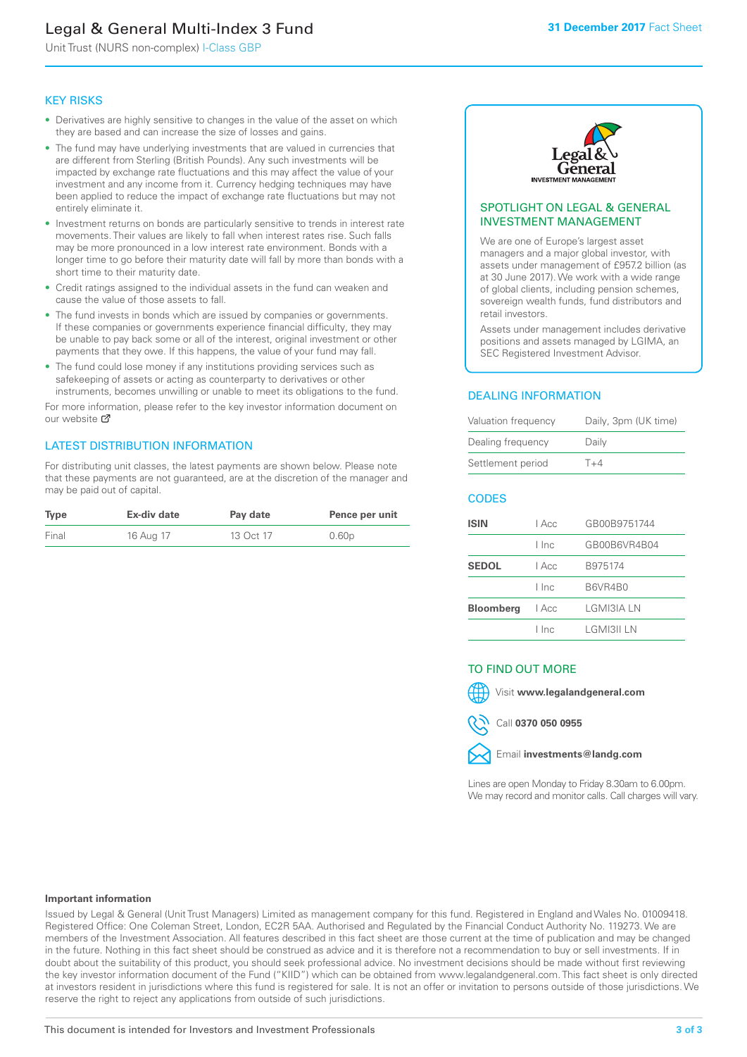# Legal & General Multi-Index 3 Fund

Unit Trust (NURS non-complex) I-Class GBP

31 December 2017 Fact Sheet

## KEY RISKS

- Derivatives are highly sensitive to changes in the value of the asset on which they are based and can increase the size of losses and gains.
- The fund may have underlying investments that are valued in currencies that are different from Sterling (British Pounds). Any such investments will be impacted by exchange rate fluctuations and this may affect the value of your investment and any income from it. Currency hedging techniques may have been applied to reduce the impact of exchange rate fluctuations but may not entirely eliminate it.
- Investment returns on bonds are particularly sensitive to trends in interest rate movements. Their values are likely to fall when interest rates rise. Such falls may be more pronounced in a low interest rate environment. Bonds with a longer time to go before their maturity date will fall by more than bonds with a short time to their maturity date.
- Credit ratings assigned to the individual assets in the fund can weaken and cause the value of those assets to fall.
- The fund invests in bonds which are issued by companies or governments. If these companies or governments experience financial difficulty, they may be unable to pay back some or all of the interest, original investment or other payments that they owe. If this happens, the value of your fund may fall.
- The fund could lose money if any institutions providing services such as safekeeping of assets or acting as counterparty to derivatives or other instruments, becomes unwilling or unable to meet its obligations to the fund.

For more information, please refer to the key investor information document on our website

## LATEST DISTRIBUTION INFORMATION

For distributing unit classes, the latest payments are shown below. Please note that these payments are not guaranteed, are at the discretion of the manager and may be paid out of capital.

| Type | Ex-div date | Pay date | Pence per unit |
|---|---|---|---|
| Final | 16 Aug 17 | 13 Oct 17 | 0.60p |

## SPOTLIGHT ON LEGAL & GENERAL INVESTMENT MANAGEMENT

We are one of Europe's largest asset managers and a major global investor, with assets under management of £957.2 billion (as at 30 June 2017). We work with a wide range of global clients, including pension schemes, sovereign wealth funds, fund distributors and retail investors.

Assets under management includes derivative positions and assets managed by LGIMA, an SEC Registered Investment Advisor.

## DEALING INFORMATION

| | |
|---|---|
| Valuation frequency | Daily, 3pm (UK time) |
| Dealing frequency | Daily |
| Settlement period | T+4 |

## CODES

| | | |
|---|---|---|
| **ISIN** | I Acc | GB00B9751744 |
| | I Inc | GB00B6VR4B04 |
| **SEDOL** | I Acc | B975174 |
| | I Inc | B6VR4B0 |
| **Bloomberg** | I Acc | LGMI3IA LN |
| | I Inc | LGMI3II LN |

## TO FIND OUT MORE

Visit **www.legalandgeneral.com**

Call **0370 050 0955**

Email **investments@landg.com**

Lines are open Monday to Friday 8.30am to 6.00pm. We may record and monitor calls. Call charges will vary.

**Important information**

Issued by Legal & General (Unit Trust Managers) Limited as management company for this fund. Registered in England and Wales No. 01009418. Registered Office: One Coleman Street, London, EC2R 5AA. Authorised and Regulated by the Financial Conduct Authority No. 119273. We are members of the Investment Association. All features described in this fact sheet are those current at the time of publication and may be changed in the future. Nothing in this fact sheet should be construed as advice and it is therefore not a recommendation to buy or sell investments. If in doubt about the suitability of this product, you should seek professional advice. No investment decisions should be made without first reviewing the key investor information document of the Fund ("KIID") which can be obtained from www.legalandgeneral.com. This fact sheet is only directed at investors resident in jurisdictions where this fund is registered for sale. It is not an offer or invitation to persons outside of those jurisdictions. We reserve the right to reject any applications from outside of such jurisdictions.

This document is intended for Investors and Investment Professionals